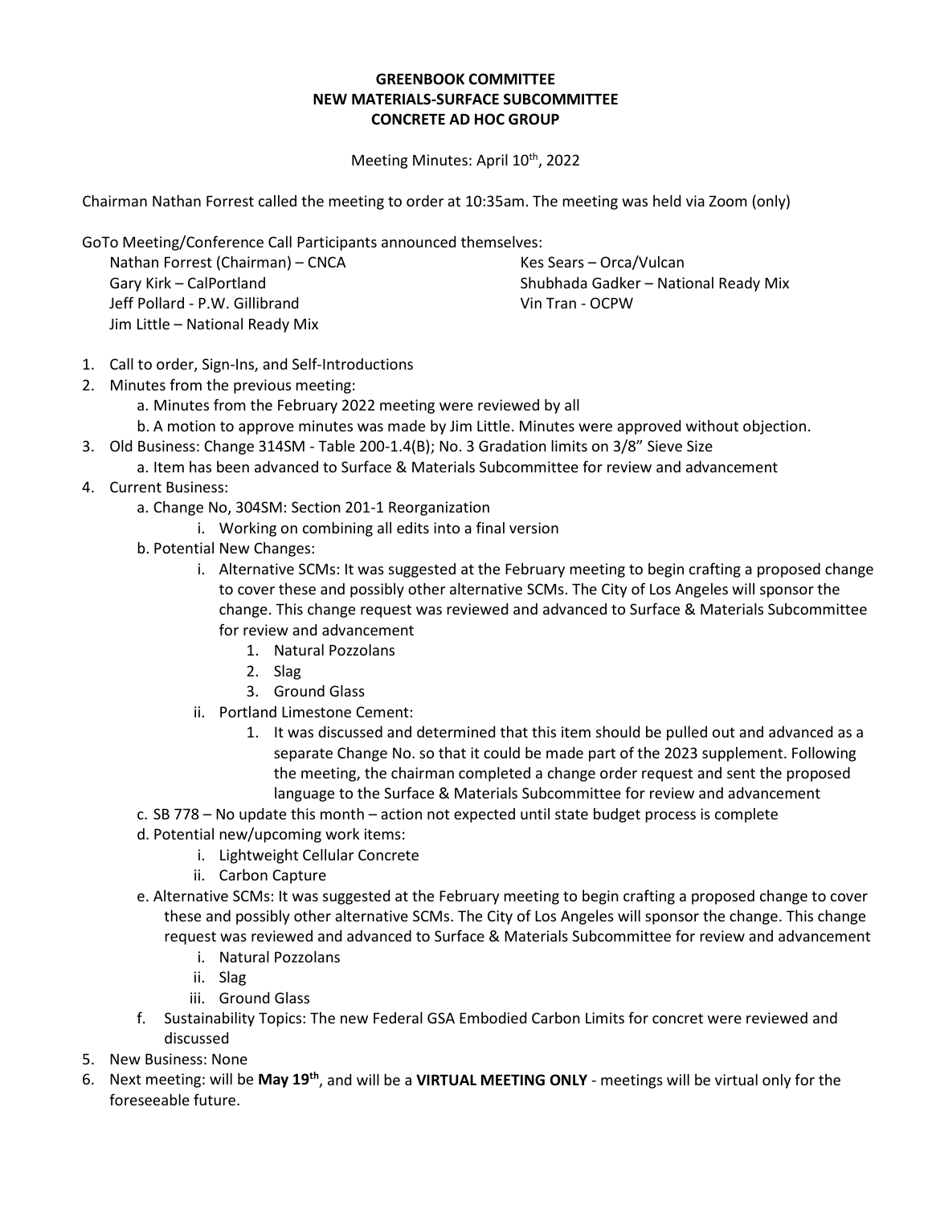# GREENBOOK COMMITTEE
## NEW MATERIALS-SURFACE SUBCOMMITTEE
## CONCRETE AD HOC GROUP

Meeting Minutes: April 10th, 2022

Chairman Nathan Forrest called the meeting to order at 10:35am. The meeting was held via Zoom (only)

GoTo Meeting/Conference Call Participants announced themselves:

- Nathan Forrest (Chairman) – CNCA
- Gary Kirk – CalPortland
- Jeff Pollard - P.W. Gillibrand
- Jim Little – National Ready Mix
- Kes Sears – Orca/Vulcan
- Shubhada Gadker – National Ready Mix
- Vin Tran - OCPW

1. Call to order, Sign-Ins, and Self-Introductions
2. Minutes from the previous meeting:
   a. Minutes from the February 2022 meeting were reviewed by all
   b. A motion to approve minutes was made by Jim Little. Minutes were approved without objection.
3. Old Business: Change 314SM - Table 200-1.4(B); No. 3 Gradation limits on 3/8" Sieve Size
   a. Item has been advanced to Surface & Materials Subcommittee for review and advancement
4. Current Business:
   a. Change No, 304SM: Section 201-1 Reorganization
      i. Working on combining all edits into a final version
   b. Potential New Changes:
      i. Alternative SCMs: It was suggested at the February meeting to begin crafting a proposed change to cover these and possibly other alternative SCMs. The City of Los Angeles will sponsor the change. This change request was reviewed and advanced to Surface & Materials Subcommittee for review and advancement
         1. Natural Pozzolans
         2. Slag
         3. Ground Glass
      ii. Portland Limestone Cement:
         1. It was discussed and determined that this item should be pulled out and advanced as a separate Change No. so that it could be made part of the 2023 supplement. Following the meeting, the chairman completed a change order request and sent the proposed language to the Surface & Materials Subcommittee for review and advancement
   c. SB 778 – No update this month – action not expected until state budget process is complete
   d. Potential new/upcoming work items:
      i. Lightweight Cellular Concrete
      ii. Carbon Capture
   e. Alternative SCMs: It was suggested at the February meeting to begin crafting a proposed change to cover these and possibly other alternative SCMs. The City of Los Angeles will sponsor the change. This change request was reviewed and advanced to Surface & Materials Subcommittee for review and advancement
      i. Natural Pozzolans
      ii. Slag
      iii. Ground Glass
   f. Sustainability Topics: The new Federal GSA Embodied Carbon Limits for concret were reviewed and discussed
5. New Business: None
6. Next meeting: will be **May 19th**, and will be a **VIRTUAL MEETING ONLY** - meetings will be virtual only for the foreseeable future.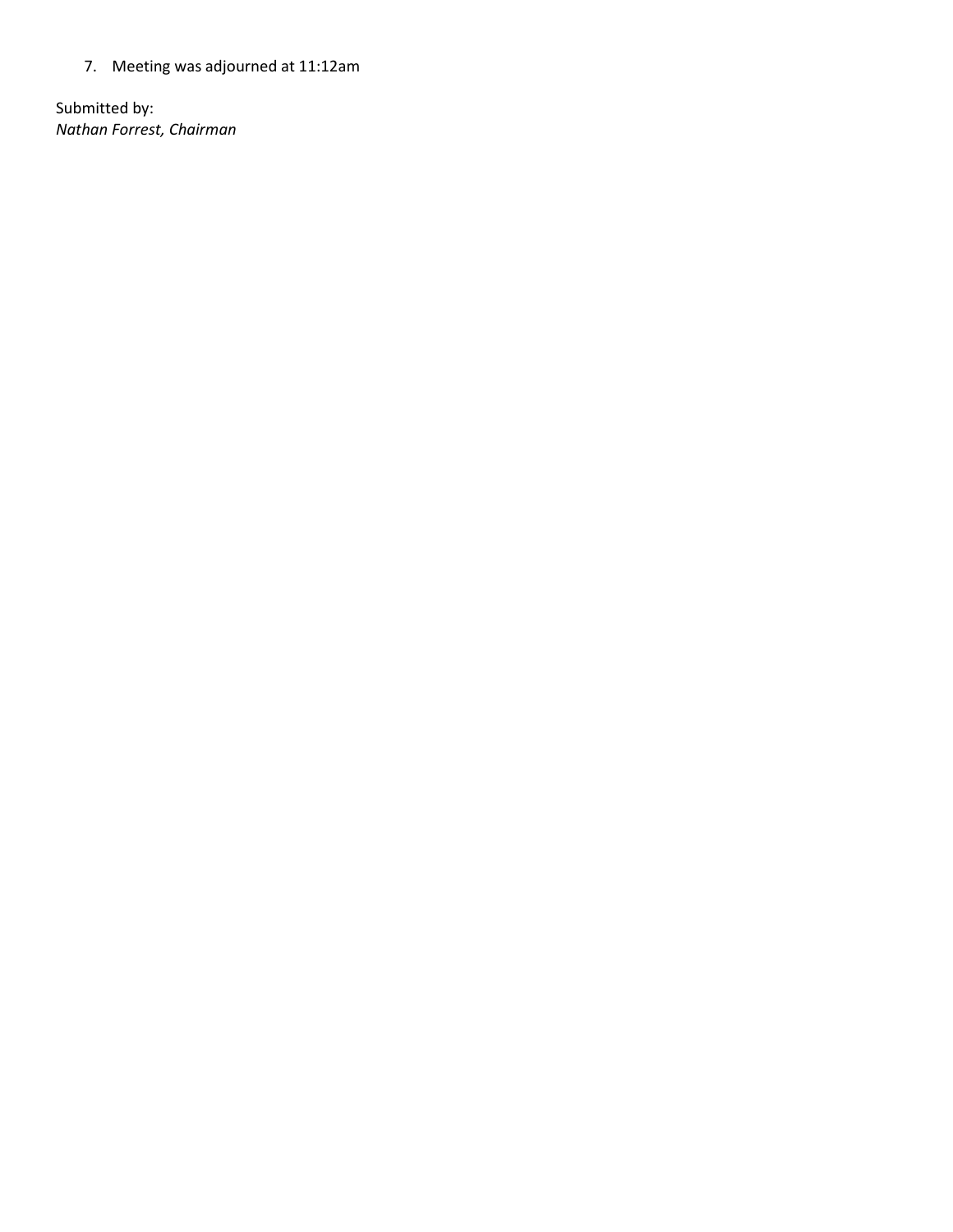7. Meeting was adjourned at 11:12am

Submitted by:
*Nathan Forrest, Chairman*